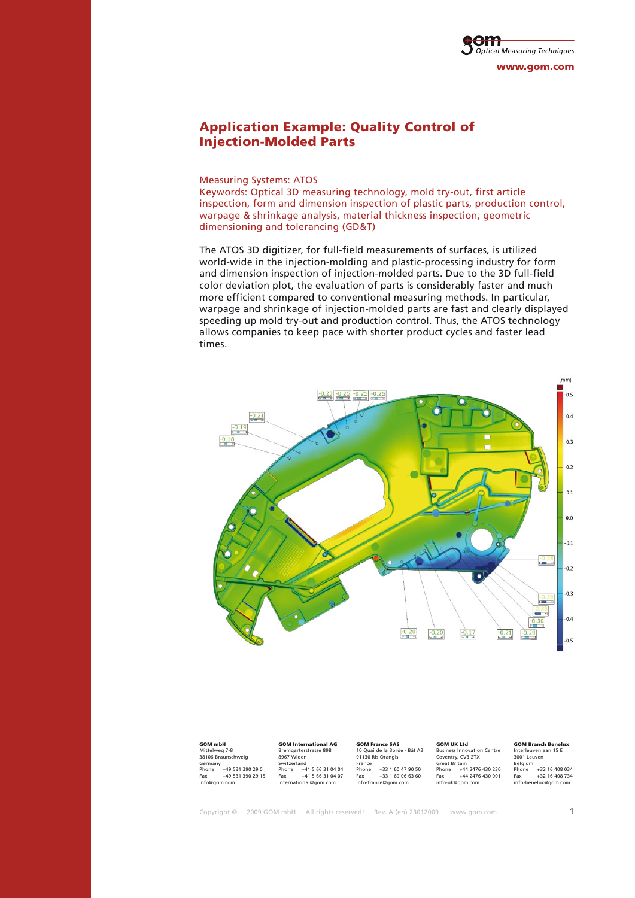# Application Example: Quality Control of Injection-Molded Parts

Measuring Systems: ATOS
Keywords: Optical 3D measuring technology, mold try-out, first article inspection, form and dimension inspection of plastic parts, production control, warpage & shrinkage analysis, material thickness inspection, geometric dimensioning and tolerancing (GD&T)

The ATOS 3D digitizer, for full-field measurements of surfaces, is utilized world-wide in the injection-molding and plastic-processing industry for form and dimension inspection of injection-molded parts. Due to the 3D full-field color deviation plot, the evaluation of parts is considerably faster and much more efficient compared to conventional measuring methods. In particular, warpage and shrinkage of injection-molded parts are fast and clearly displayed speeding up mold try-out and production control. Thus, the ATOS technology allows companies to keep pace with shorter product cycles and faster lead times.

**GOM mbH**
Mittelweg 7-8
38106 Braunschweig
Germany
Phone +49 531 390 29 0
Fax +49 531 390 29 15
info@gom.com

**GOM International AG**
Bremgarterstrasse 89B
8967 Widen
Switzerland
Phone +41 5 66 31 04 04
Fax +41 5 66 31 04 07
international@gom.com

**GOM France SAS**
10 Quai de la Borde - Bât A2
91130 Ris Orangis
France
Phone +33 1 60 47 90 50
Fax +33 1 69 06 63 60
info-france@gom.com

**GOM UK Ltd**
Business Innovation Centre
Coventry, CV3 2TX
Great Britain
Phone +44 2476 430 230
Fax +44 2476 430 001
info-uk@gom.com

**GOM Branch Benelux**
Interleuvenlaan 15 E
3001 Leuven
Belgium
Phone +32 16 408 034
Fax +32 16 408 734
info-benelux@gom.com

Copyright © 2009 GOM mbH All rights reserved! Rev. A (en) 23012009 www.gom.com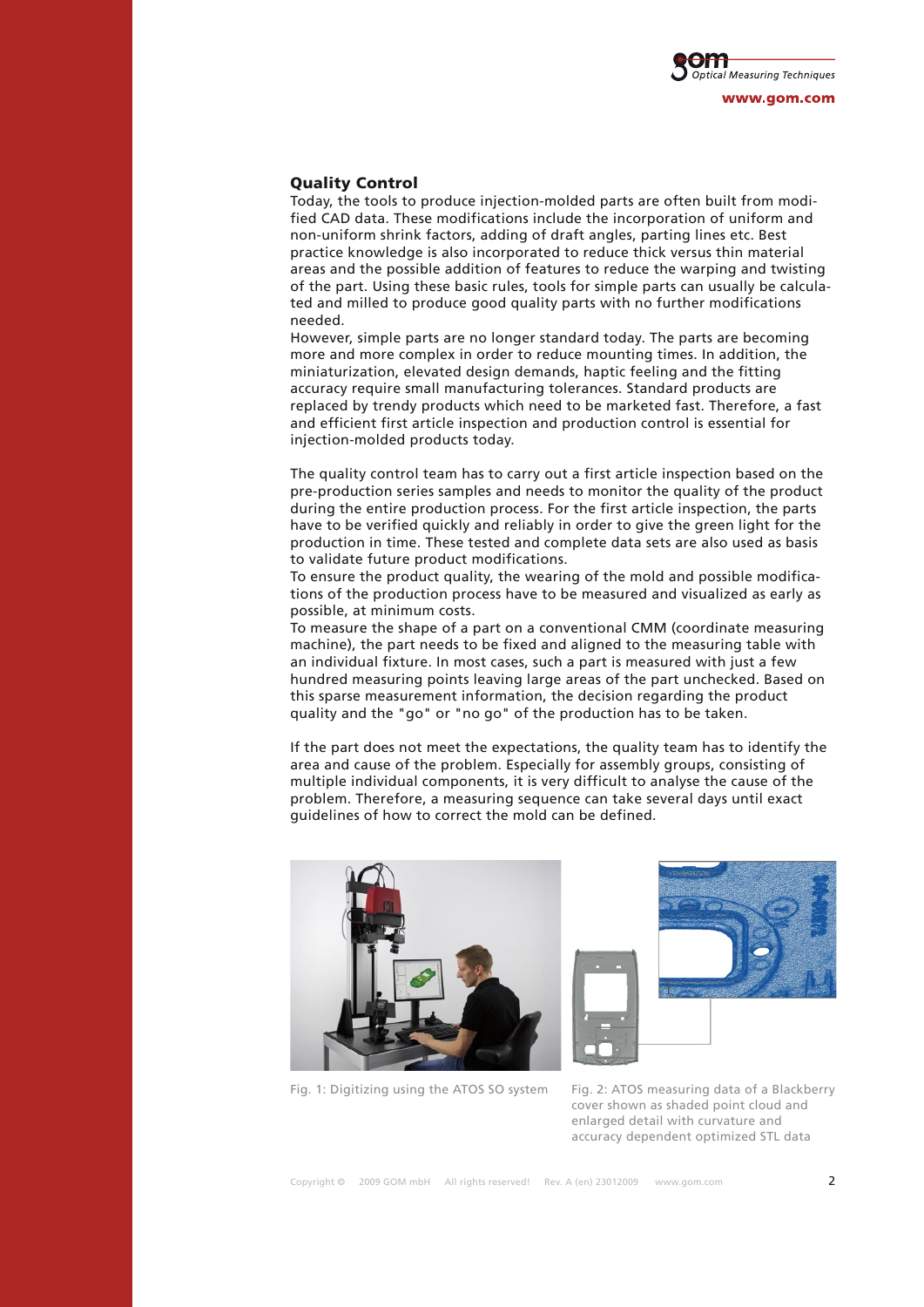## Quality Control

Today, the tools to produce injection-molded parts are often built from modified CAD data. These modifications include the incorporation of uniform and non-uniform shrink factors, adding of draft angles, parting lines etc. Best practice knowledge is also incorporated to reduce thick versus thin material areas and the possible addition of features to reduce the warping and twisting of the part. Using these basic rules, tools for simple parts can usually be calculated and milled to produce good quality parts with no further modifications needed.

However, simple parts are no longer standard today. The parts are becoming more and more complex in order to reduce mounting times. In addition, the miniaturization, elevated design demands, haptic feeling and the fitting accuracy require small manufacturing tolerances. Standard products are replaced by trendy products which need to be marketed fast. Therefore, a fast and efficient first article inspection and production control is essential for injection-molded products today.

The quality control team has to carry out a first article inspection based on the pre-production series samples and needs to monitor the quality of the product during the entire production process. For the first article inspection, the parts have to be verified quickly and reliably in order to give the green light for the production in time. These tested and complete data sets are also used as basis to validate future product modifications.

To ensure the product quality, the wearing of the mold and possible modifications of the production process have to be measured and visualized as early as possible, at minimum costs.

To measure the shape of a part on a conventional CMM (coordinate measuring machine), the part needs to be fixed and aligned to the measuring table with an individual fixture. In most cases, such a part is measured with just a few hundred measuring points leaving large areas of the part unchecked. Based on this sparse measurement information, the decision regarding the product quality and the "go" or "no go" of the production has to be taken.

If the part does not meet the expectations, the quality team has to identify the area and cause of the problem. Especially for assembly groups, consisting of multiple individual components, it is very difficult to analyse the cause of the problem. Therefore, a measuring sequence can take several days until exact guidelines of how to correct the mold can be defined.

Fig. 1: Digitizing using the ATOS SO system

Fig. 2: ATOS measuring data of a Blackberry cover shown as shaded point cloud and enlarged detail with curvature and accuracy dependent optimized STL data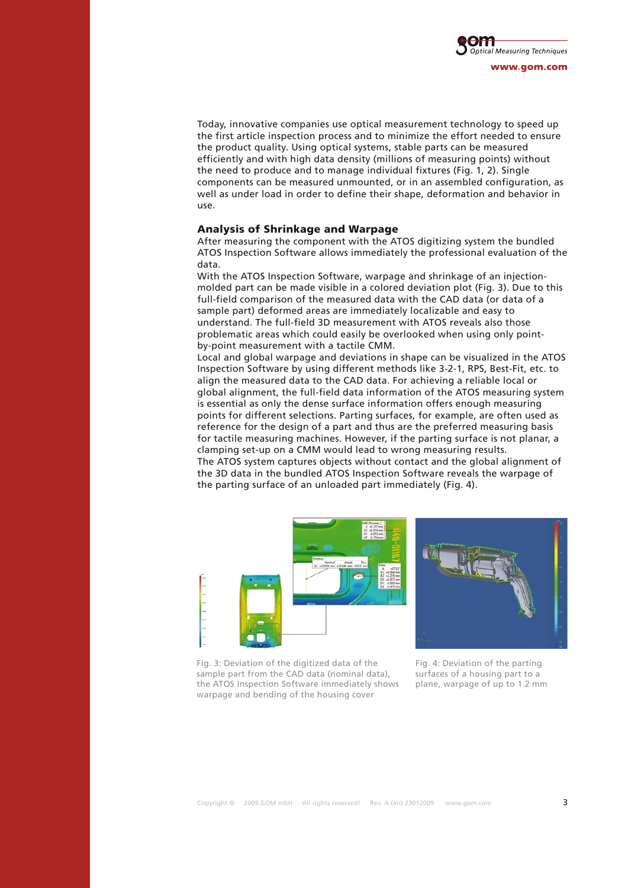Today, innovative companies use optical measurement technology to speed up the first article inspection process and to minimize the effort needed to ensure the product quality. Using optical systems, stable parts can be measured efficiently and with high data density (millions of measuring points) without the need to produce and to manage individual fixtures (Fig. 1, 2). Single components can be measured unmounted, or in an assembled configuration, as well as under load in order to define their shape, deformation and behavior in use.

## Analysis of Shrinkage and Warpage

After measuring the component with the ATOS digitizing system the bundled ATOS Inspection Software allows immediately the professional evaluation of the data.

With the ATOS Inspection Software, warpage and shrinkage of an injection-molded part can be made visible in a colored deviation plot (Fig. 3). Due to this full-field comparison of the measured data with the CAD data (or data of a sample part) deformed areas are immediately localizable and easy to understand. The full-field 3D measurement with ATOS reveals also those problematic areas which could easily be overlooked when using only point-by-point measurement with a tactile CMM.

Local and global warpage and deviations in shape can be visualized in the ATOS Inspection Software by using different methods like 3-2-1, RPS, Best-Fit, etc. to align the measured data to the CAD data. For achieving a reliable local or global alignment, the full-field data information of the ATOS measuring system is essential as only the dense surface information offers enough measuring points for different selections. Parting surfaces, for example, are often used as reference for the design of a part and thus are the preferred measuring basis for tactile measuring machines. However, if the parting surface is not planar, a clamping set-up on a CMM would lead to wrong measuring results.

The ATOS system captures objects without contact and the global alignment of the 3D data in the bundled ATOS Inspection Software reveals the warpage of the parting surface of an unloaded part immediately (Fig. 4).

Fig. 3: Deviation of the digitized data of the sample part from the CAD data (nominal data), the ATOS Inspection Software immediately shows warpage and bending of the housing cover

Fig. 4: Deviation of the parting surfaces of a housing part to a plane, warpage of up to 1.2 mm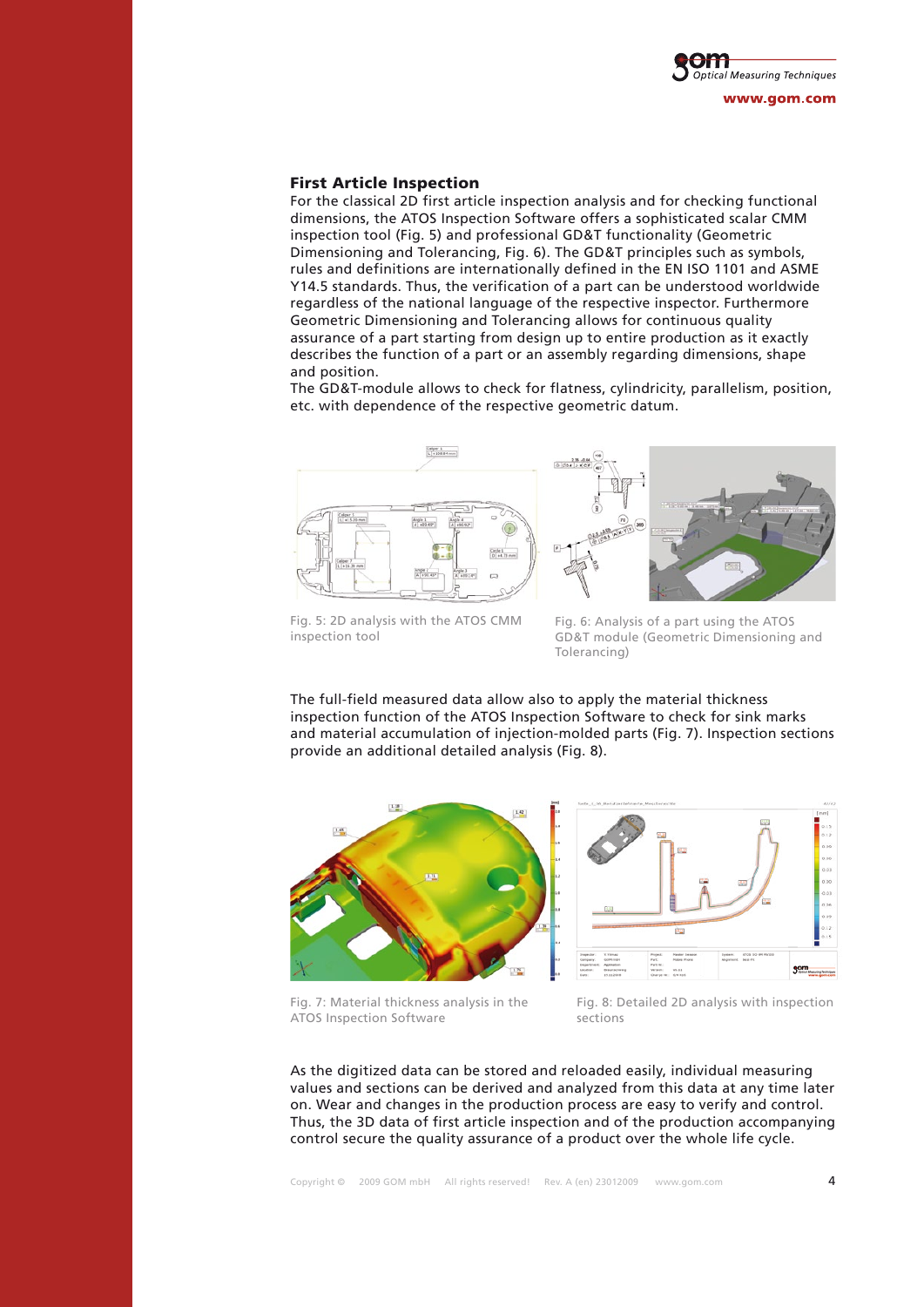## First Article Inspection

For the classical 2D first article inspection analysis and for checking functional dimensions, the ATOS Inspection Software offers a sophisticated scalar CMM inspection tool (Fig. 5) and professional GD&T functionality (Geometric Dimensioning and Tolerancing, Fig. 6). The GD&T principles such as symbols, rules and definitions are internationally defined in the EN ISO 1101 and ASME Y14.5 standards. Thus, the verification of a part can be understood worldwide regardless of the national language of the respective inspector. Furthermore Geometric Dimensioning and Tolerancing allows for continuous quality assurance of a part starting from design up to entire production as it exactly describes the function of a part or an assembly regarding dimensions, shape and position.

The GD&T-module allows to check for flatness, cylindricity, parallelism, position, etc. with dependence of the respective geometric datum.

Fig. 5: 2D analysis with the ATOS CMM inspection tool

Fig. 6: Analysis of a part using the ATOS GD&T module (Geometric Dimensioning and Tolerancing)

The full-field measured data allow also to apply the material thickness inspection function of the ATOS Inspection Software to check for sink marks and material accumulation of injection-molded parts (Fig. 7). Inspection sections provide an additional detailed analysis (Fig. 8).

Fig. 7: Material thickness analysis in the ATOS Inspection Software

Fig. 8: Detailed 2D analysis with inspection sections

As the digitized data can be stored and reloaded easily, individual measuring values and sections can be derived and analyzed from this data at any time later on. Wear and changes in the production process are easy to verify and control. Thus, the 3D data of first article inspection and of the production accompanying control secure the quality assurance of a product over the whole life cycle.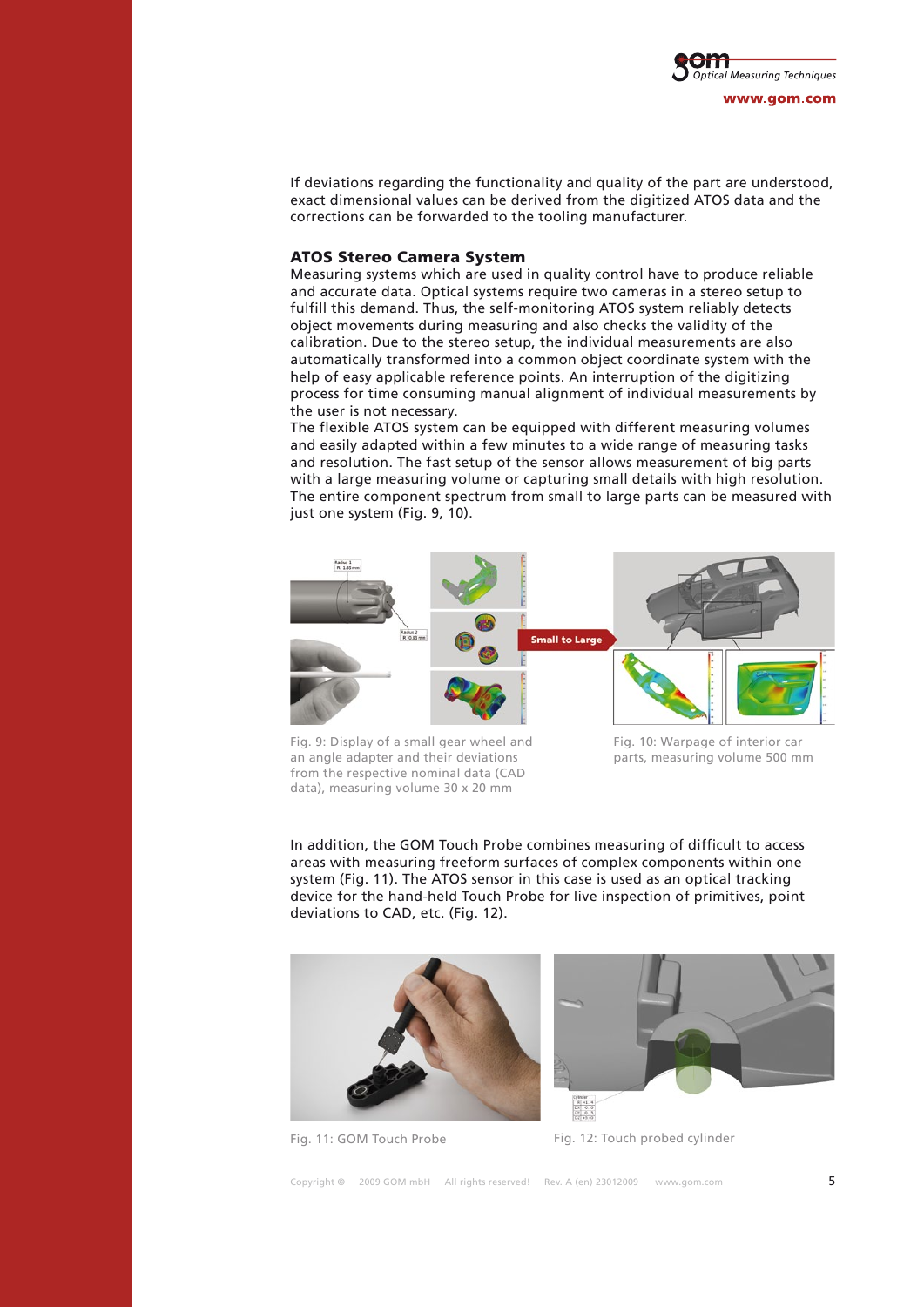If deviations regarding the functionality and quality of the part are understood, exact dimensional values can be derived from the digitized ATOS data and the corrections can be forwarded to the tooling manufacturer.

### ATOS Stereo Camera System

Measuring systems which are used in quality control have to produce reliable and accurate data. Optical systems require two cameras in a stereo setup to fulfill this demand. Thus, the self-monitoring ATOS system reliably detects object movements during measuring and also checks the validity of the calibration. Due to the stereo setup, the individual measurements are also automatically transformed into a common object coordinate system with the help of easy applicable reference points. An interruption of the digitizing process for time consuming manual alignment of individual measurements by the user is not necessary.

The flexible ATOS system can be equipped with different measuring volumes and easily adapted within a few minutes to a wide range of measuring tasks and resolution. The fast setup of the sensor allows measurement of big parts with a large measuring volume or capturing small details with high resolution. The entire component spectrum from small to large parts can be measured with just one system (Fig. 9, 10).

Fig. 9: Display of a small gear wheel and an angle adapter and their deviations from the respective nominal data (CAD data), measuring volume 30 x 20 mm

Fig. 10: Warpage of interior car parts, measuring volume 500 mm

In addition, the GOM Touch Probe combines measuring of difficult to access areas with measuring freeform surfaces of complex components within one system (Fig. 11). The ATOS sensor in this case is used as an optical tracking device for the hand-held Touch Probe for live inspection of primitives, point deviations to CAD, etc. (Fig. 12).

Fig. 11: GOM Touch Probe

Fig. 12: Touch probed cylinder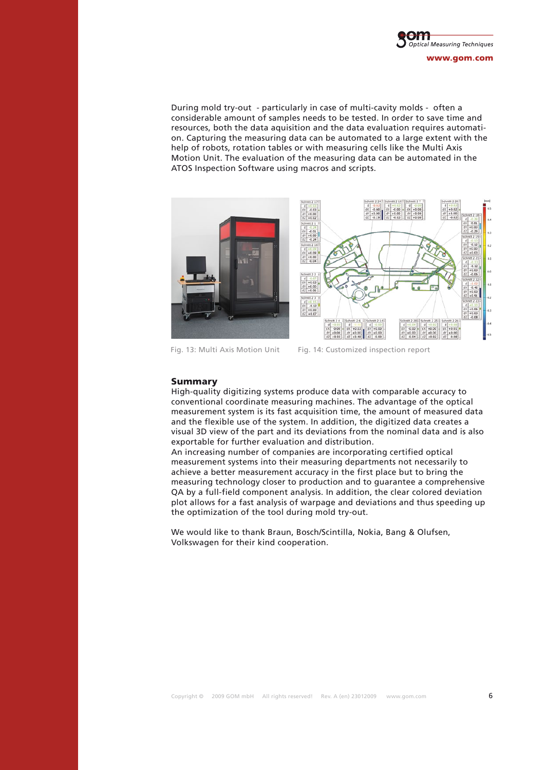During mold try-out - particularly in case of multi-cavity molds - often a considerable amount of samples needs to be tested. In order to save time and resources, both the data aquisition and the data evaluation requires automation. Capturing the measuring data can be automated to a large extent with the help of robots, rotation tables or with measuring cells like the Multi Axis Motion Unit. The evaluation of the measuring data can be automated in the ATOS Inspection Software using macros and scripts.

Fig. 13: Multi Axis Motion Unit

Fig. 14: Customized inspection report

## Summary

High-quality digitizing systems produce data with comparable accuracy to conventional coordinate measuring machines. The advantage of the optical measurement system is its fast acquisition time, the amount of measured data and the flexible use of the system. In addition, the digitized data creates a visual 3D view of the part and its deviations from the nominal data and is also exportable for further evaluation and distribution.
An increasing number of companies are incorporating certified optical measurement systems into their measuring departments not necessarily to achieve a better measurement accuracy in the first place but to bring the measuring technology closer to production and to guarantee a comprehensive QA by a full-field component analysis. In addition, the clear colored deviation plot allows for a fast analysis of warpage and deviations and thus speeding up the optimization of the tool during mold try-out.

We would like to thank Braun, Bosch/Scintilla, Nokia, Bang & Olufsen, Volkswagen for their kind cooperation.